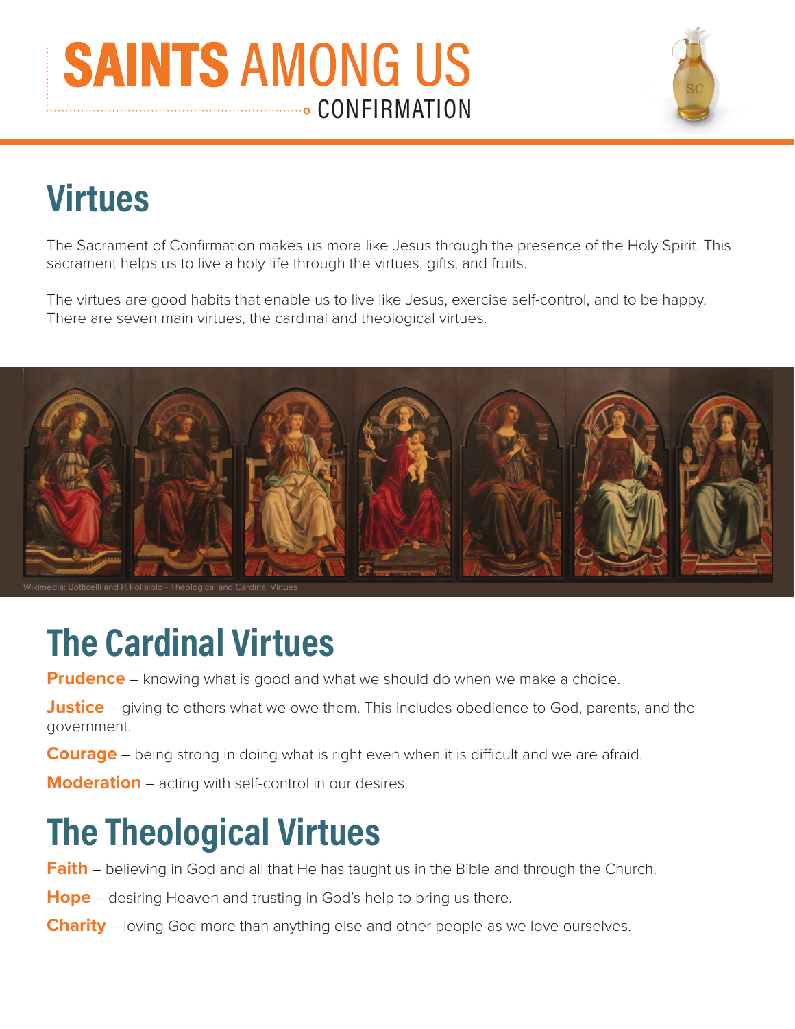# SAINTS AMONG US

CONFIRMATION

## Virtues

The Sacrament of Confirmation makes us more like Jesus through the presence of the Holy Spirit. This sacrament helps us to live a holy life through the virtues, gifts, and fruits.

The virtues are good habits that enable us to live like Jesus, exercise self-control, and to be happy. There are seven main virtues, the cardinal and theological virtues.

Wikimedia: Botticelli and P. Pollaiolo - Theological and Cardinal Virtues

## The Cardinal Virtues

**Prudence** – knowing what is good and what we should do when we make a choice.

**Justice** – giving to others what we owe them. This includes obedience to God, parents, and the government.

**Courage** – being strong in doing what is right even when it is difficult and we are afraid.

**Moderation** – acting with self-control in our desires.

## The Theological Virtues

**Faith** – believing in God and all that He has taught us in the Bible and through the Church.

**Hope** – desiring Heaven and trusting in God's help to bring us there.

**Charity** – loving God more than anything else and other people as we love ourselves.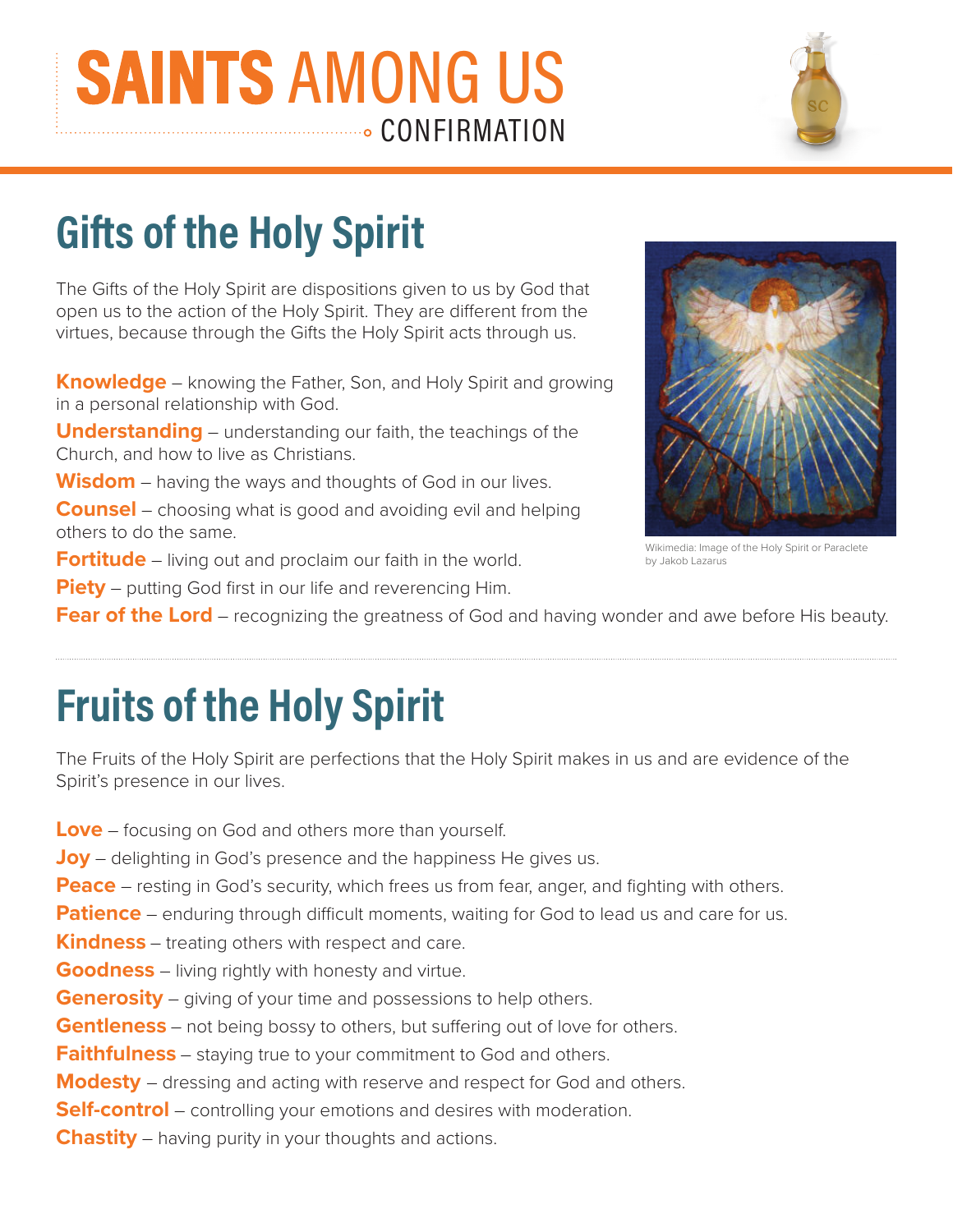# SAINTS AMONG US

CONFIRMATION

## Gifts of the Holy Spirit

The Gifts of the Holy Spirit are dispositions given to us by God that open us to the action of the Holy Spirit. They are different from the virtues, because through the Gifts the Holy Spirit acts through us.

**Knowledge** – knowing the Father, Son, and Holy Spirit and growing in a personal relationship with God.

**Understanding** – understanding our faith, the teachings of the Church, and how to live as Christians.

**Wisdom** – having the ways and thoughts of God in our lives.

**Counsel** – choosing what is good and avoiding evil and helping others to do the same.

**Fortitude** – living out and proclaim our faith in the world.

**Piety** – putting God first in our life and reverencing Him.

**Fear of the Lord** – recognizing the greatness of God and having wonder and awe before His beauty.

Wikimedia: Image of the Holy Spirit or Paraclete by Jakob Lazarus

## Fruits of the Holy Spirit

The Fruits of the Holy Spirit are perfections that the Holy Spirit makes in us and are evidence of the Spirit's presence in our lives.

**Love** – focusing on God and others more than yourself.

**Joy** – delighting in God's presence and the happiness He gives us.

**Peace** – resting in God's security, which frees us from fear, anger, and fighting with others.

**Patience** – enduring through difficult moments, waiting for God to lead us and care for us.

**Kindness** – treating others with respect and care.

**Goodness** – living rightly with honesty and virtue.

**Generosity** – giving of your time and possessions to help others.

**Gentleness** – not being bossy to others, but suffering out of love for others.

**Faithfulness** – staying true to your commitment to God and others.

**Modesty** – dressing and acting with reserve and respect for God and others.

**Self-control** – controlling your emotions and desires with moderation.

**Chastity** – having purity in your thoughts and actions.